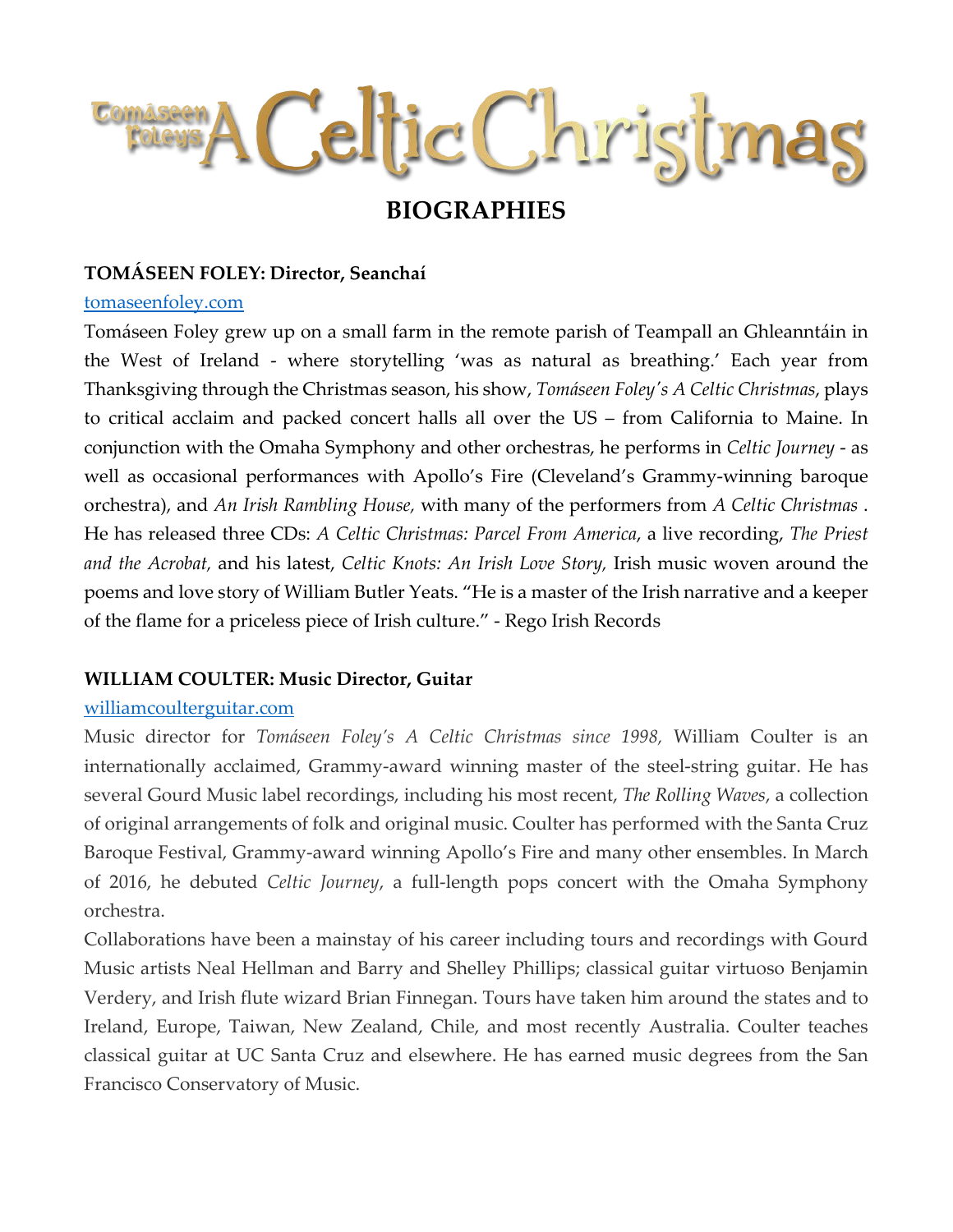# Tomáseen Foley's A Celtic Christmas

## BIOGRAPHIES

### TOMÁSEEN FOLEY: Director, Seanchaí

[tomaseenfoley.com](tomaseenfoley.com)

Tomáseen Foley grew up on a small farm in the remote parish of Teampall an Ghleanntáin in the West of Ireland - where storytelling 'was as natural as breathing.' Each year from Thanksgiving through the Christmas season, his show, *Tomáseen Foley's A Celtic Christmas*, plays to critical acclaim and packed concert halls all over the US – from California to Maine. In conjunction with the Omaha Symphony and other orchestras, he performs in *Celtic Journey* - as well as occasional performances with Apollo's Fire (Cleveland's Grammy-winning baroque orchestra), and *An Irish Rambling House,* with many of the performers from *A Celtic Christmas* . He has released three CDs: *A Celtic Christmas: Parcel From America*, a live recording, *The Priest and the Acrobat,* and his latest, *Celtic Knots: An Irish Love Story,* Irish music woven around the poems and love story of William Butler Yeats. "He is a master of the Irish narrative and a keeper of the flame for a priceless piece of Irish culture." - Rego Irish Records

### WILLIAM COULTER: Music Director, Guitar

[williamcoulterguitar.com](williamcoulterguitar.com)

Music director for *Tomáseen Foley's A Celtic Christmas since 1998,* William Coulter is an internationally acclaimed, Grammy-award winning master of the steel-string guitar. He has several Gourd Music label recordings, including his most recent, *The Rolling Waves*, a collection of original arrangements of folk and original music. Coulter has performed with the Santa Cruz Baroque Festival, Grammy-award winning Apollo's Fire and many other ensembles. In March of 2016, he debuted *Celtic Journey*, a full-length pops concert with the Omaha Symphony orchestra.

Collaborations have been a mainstay of his career including tours and recordings with Gourd Music artists Neal Hellman and Barry and Shelley Phillips; classical guitar virtuoso Benjamin Verdery, and Irish flute wizard Brian Finnegan. Tours have taken him around the states and to Ireland, Europe, Taiwan, New Zealand, Chile, and most recently Australia. Coulter teaches classical guitar at UC Santa Cruz and elsewhere. He has earned music degrees from the San Francisco Conservatory of Music.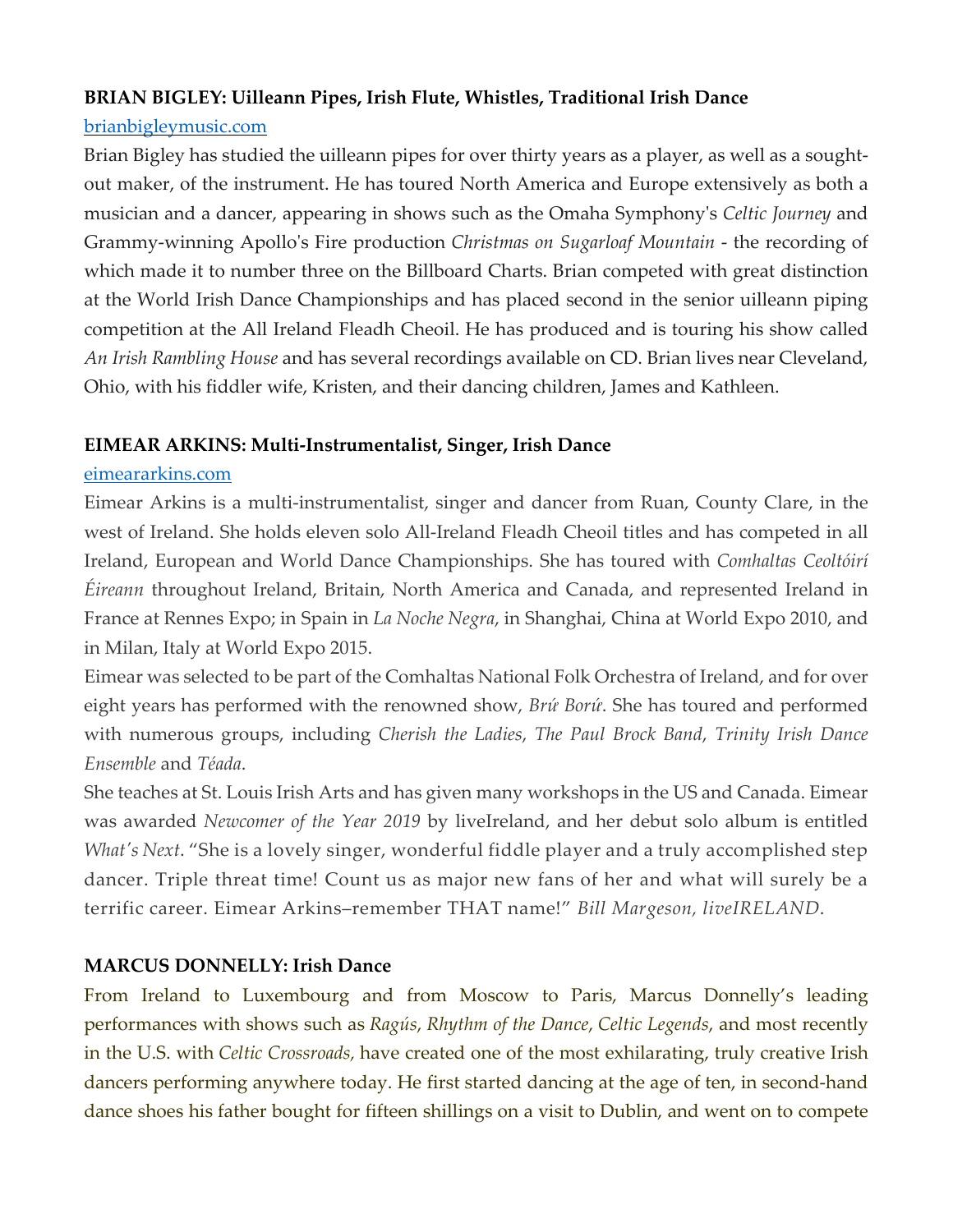**BRIAN BIGLEY: Uilleann Pipes, Irish Flute, Whistles, Traditional Irish Dance**

[brianbigleymusic.com](brianbigleymusic.com)

Brian Bigley has studied the uilleann pipes for over thirty years as a player, as well as a sought-out maker, of the instrument. He has toured North America and Europe extensively as both a musician and a dancer, appearing in shows such as the Omaha Symphony's *Celtic Journey* and Grammy-winning Apollo's Fire production *Christmas on Sugarloaf Mountain* - the recording of which made it to number three on the Billboard Charts. Brian competed with great distinction at the World Irish Dance Championships and has placed second in the senior uilleann piping competition at the All Ireland Fleadh Cheoil. He has produced and is touring his show called *An Irish Rambling House* and has several recordings available on CD. Brian lives near Cleveland, Ohio, with his fiddler wife, Kristen, and their dancing children, James and Kathleen.

**EIMEAR ARKINS: Multi-Instrumentalist, Singer, Irish Dance**

[eimeararkins.com](eimeararkins.com)

Eimear Arkins is a multi-instrumentalist, singer and dancer from Ruan, County Clare, in the west of Ireland. She holds eleven solo All-Ireland Fleadh Cheoil titles and has competed in all Ireland, European and World Dance Championships. She has toured with *Comhaltas Ceoltóirí Éireann* throughout Ireland, Britain, North America and Canada, and represented Ireland in France at Rennes Expo; in Spain in *La Noche Negra*, in Shanghai, China at World Expo 2010, and in Milan, Italy at World Expo 2015.

Eimear was selected to be part of the Comhaltas National Folk Orchestra of Ireland, and for over eight years has performed with the renowned show, *Brú Ború*. She has toured and performed with numerous groups, including *Cherish the Ladies*, *The Paul Brock Band*, *Trinity Irish Dance Ensemble* and *Téada*.

She teaches at St. Louis Irish Arts and has given many workshops in the US and Canada. Eimear was awarded *Newcomer of the Year 2019* by liveIreland, and her debut solo album is entitled *What's Next*. "She is a lovely singer, wonderful fiddle player and a truly accomplished step dancer. Triple threat time! Count us as major new fans of her and what will surely be a terrific career. Eimear Arkins–remember THAT name!" *Bill Margeson, liveIRELAND*.

**MARCUS DONNELLY: Irish Dance**

From Ireland to Luxembourg and from Moscow to Paris, Marcus Donnelly's leading performances with shows such as *Ragús*, *Rhythm of the Dance*, *Celtic Legends*, and most recently in the U.S. with *Celtic Crossroads,* have created one of the most exhilarating, truly creative Irish dancers performing anywhere today. He first started dancing at the age of ten, in second-hand dance shoes his father bought for fifteen shillings on a visit to Dublin, and went on to compete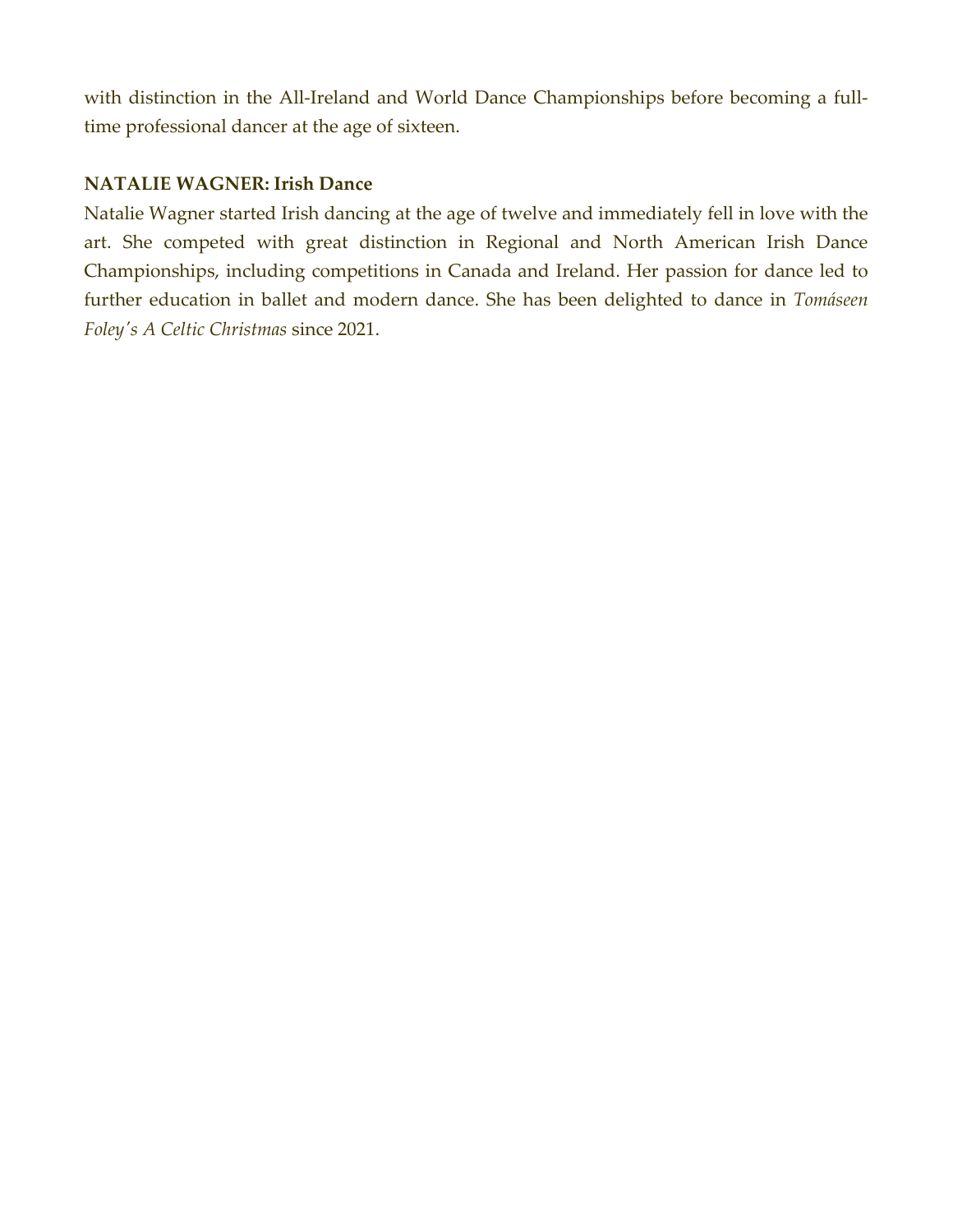with distinction in the All-Ireland and World Dance Championships before becoming a full-time professional dancer at the age of sixteen.

**NATALIE WAGNER: Irish Dance**

Natalie Wagner started Irish dancing at the age of twelve and immediately fell in love with the art. She competed with great distinction in Regional and North American Irish Dance Championships, including competitions in Canada and Ireland. Her passion for dance led to further education in ballet and modern dance. She has been delighted to dance in *Tomáseen Foley's A Celtic Christmas* since 2021.